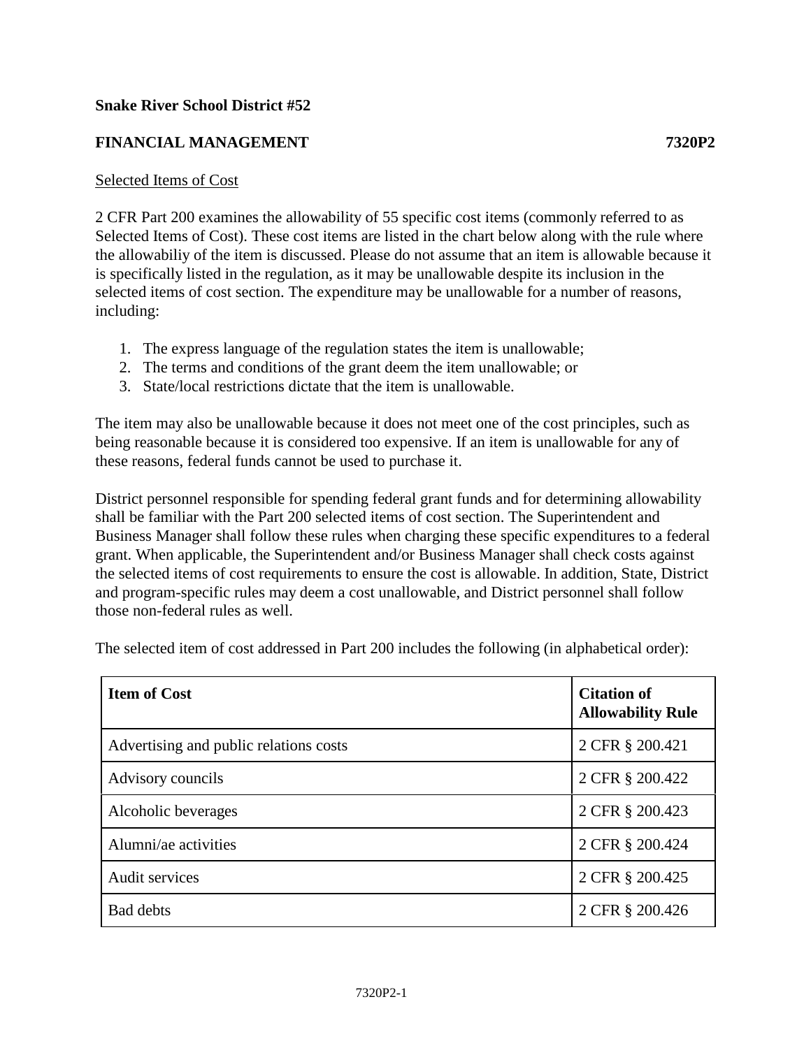**Snake River School District #52**

**FINANCIAL MANAGEMENT** **7320P2**

Selected Items of Cost

2 CFR Part 200 examines the allowability of 55 specific cost items (commonly referred to as Selected Items of Cost). These cost items are listed in the chart below along with the rule where the allowabiliy of the item is discussed. Please do not assume that an item is allowable because it is specifically listed in the regulation, as it may be unallowable despite its inclusion in the selected items of cost section. The expenditure may be unallowable for a number of reasons, including:

1. The express language of the regulation states the item is unallowable;
2. The terms and conditions of the grant deem the item unallowable; or
3. State/local restrictions dictate that the item is unallowable.

The item may also be unallowable because it does not meet one of the cost principles, such as being reasonable because it is considered too expensive. If an item is unallowable for any of these reasons, federal funds cannot be used to purchase it.

District personnel responsible for spending federal grant funds and for determining allowability shall be familiar with the Part 200 selected items of cost section. The Superintendent and Business Manager shall follow these rules when charging these specific expenditures to a federal grant. When applicable, the Superintendent and/or Business Manager shall check costs against the selected items of cost requirements to ensure the cost is allowable. In addition, State, District and program-specific rules may deem a cost unallowable, and District personnel shall follow those non-federal rules as well.

The selected item of cost addressed in Part 200 includes the following (in alphabetical order):

| **Item of Cost** | **Citation of Allowability Rule** |
|---|---|
| Advertising and public relations costs | 2 CFR § 200.421 |
| Advisory councils | 2 CFR § 200.422 |
| Alcoholic beverages | 2 CFR § 200.423 |
| Alumni/ae activities | 2 CFR § 200.424 |
| Audit services | 2 CFR § 200.425 |
| Bad debts | 2 CFR § 200.426 |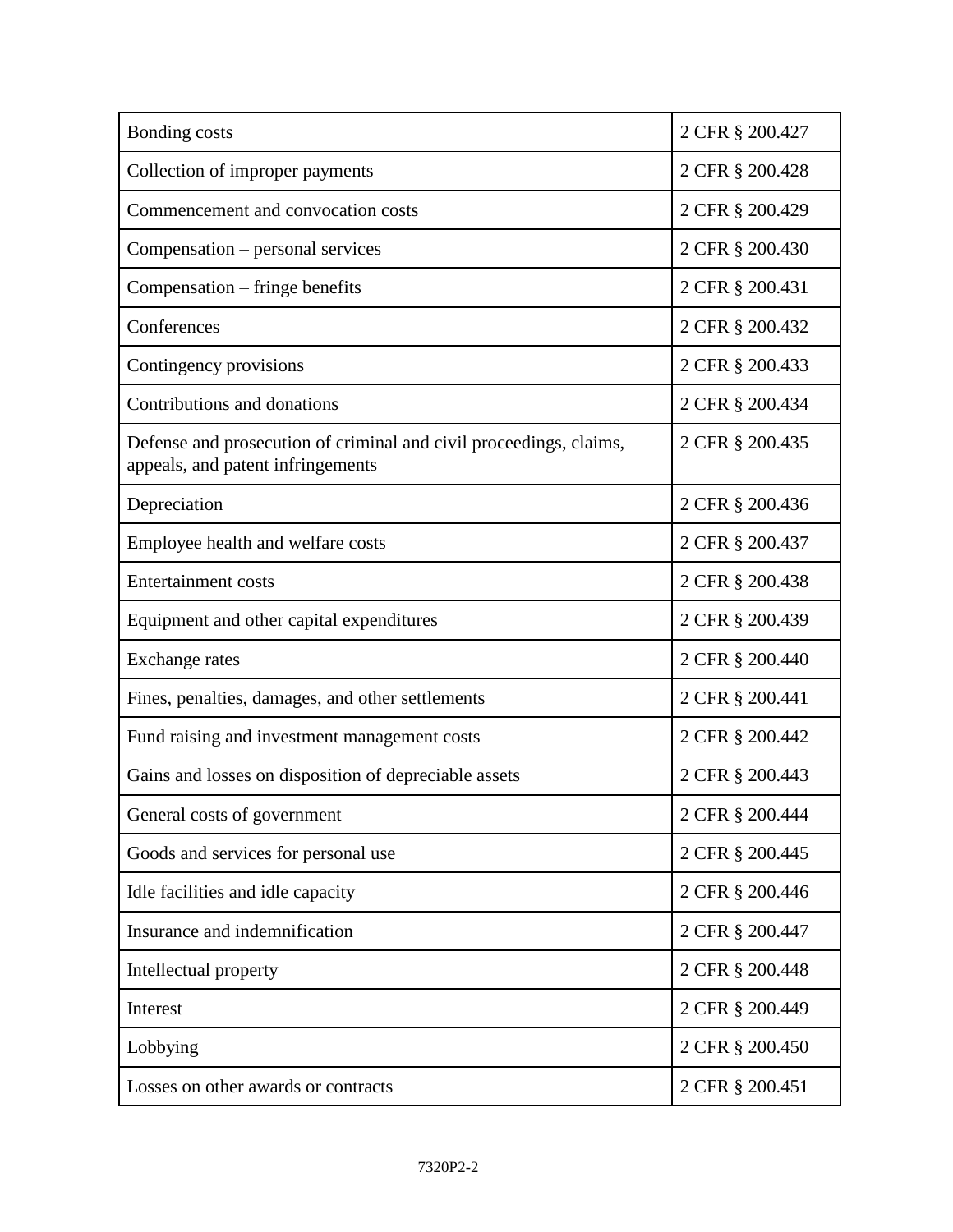| | |
|---|---|
| Bonding costs | 2 CFR § 200.427 |
| Collection of improper payments | 2 CFR § 200.428 |
| Commencement and convocation costs | 2 CFR § 200.429 |
| Compensation – personal services | 2 CFR § 200.430 |
| Compensation – fringe benefits | 2 CFR § 200.431 |
| Conferences | 2 CFR § 200.432 |
| Contingency provisions | 2 CFR § 200.433 |
| Contributions and donations | 2 CFR § 200.434 |
| Defense and prosecution of criminal and civil proceedings, claims, appeals, and patent infringements | 2 CFR § 200.435 |
| Depreciation | 2 CFR § 200.436 |
| Employee health and welfare costs | 2 CFR § 200.437 |
| Entertainment costs | 2 CFR § 200.438 |
| Equipment and other capital expenditures | 2 CFR § 200.439 |
| Exchange rates | 2 CFR § 200.440 |
| Fines, penalties, damages, and other settlements | 2 CFR § 200.441 |
| Fund raising and investment management costs | 2 CFR § 200.442 |
| Gains and losses on disposition of depreciable assets | 2 CFR § 200.443 |
| General costs of government | 2 CFR § 200.444 |
| Goods and services for personal use | 2 CFR § 200.445 |
| Idle facilities and idle capacity | 2 CFR § 200.446 |
| Insurance and indemnification | 2 CFR § 200.447 |
| Intellectual property | 2 CFR § 200.448 |
| Interest | 2 CFR § 200.449 |
| Lobbying | 2 CFR § 200.450 |
| Losses on other awards or contracts | 2 CFR § 200.451 |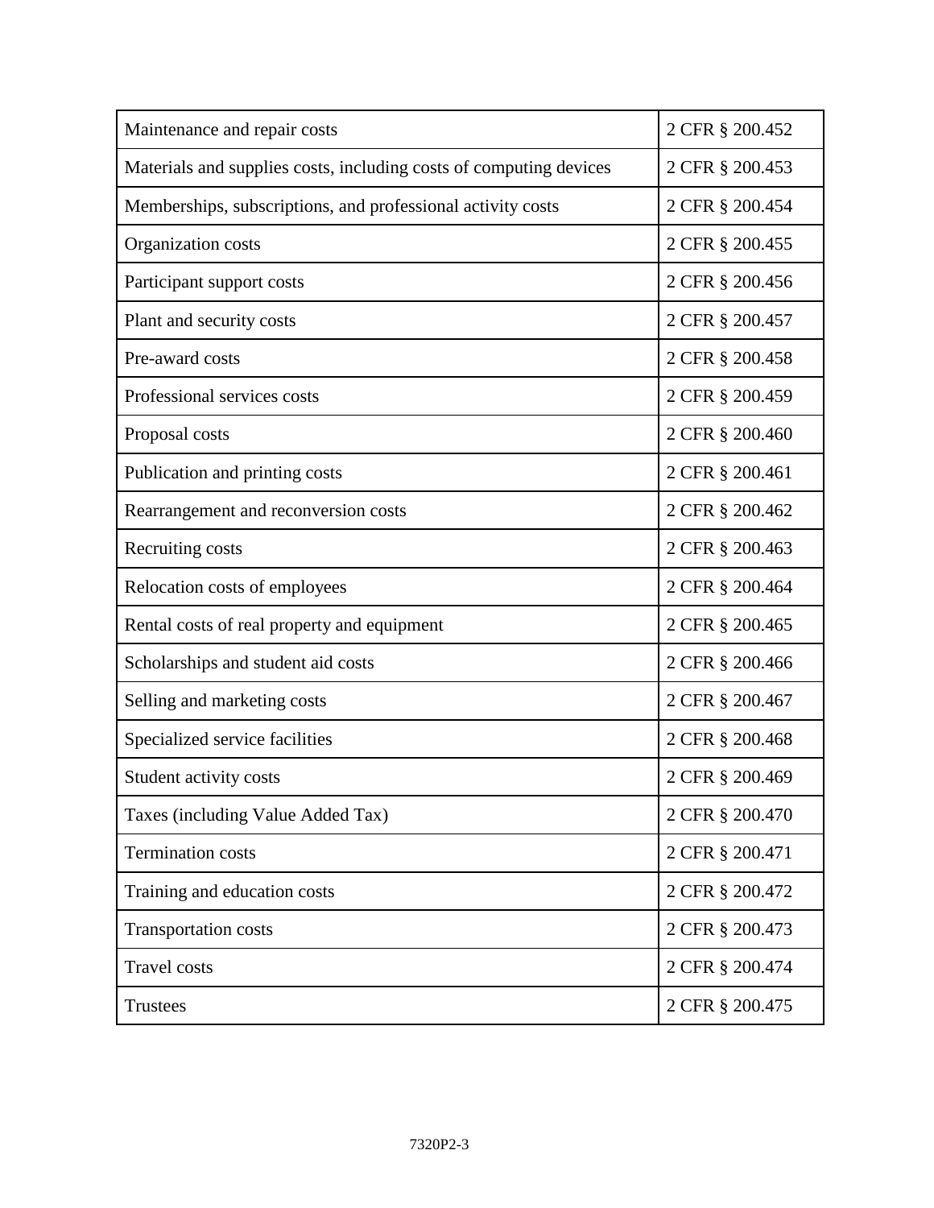| | |
|---|---|
| Maintenance and repair costs | 2 CFR § 200.452 |
| Materials and supplies costs, including costs of computing devices | 2 CFR § 200.453 |
| Memberships, subscriptions, and professional activity costs | 2 CFR § 200.454 |
| Organization costs | 2 CFR § 200.455 |
| Participant support costs | 2 CFR § 200.456 |
| Plant and security costs | 2 CFR § 200.457 |
| Pre-award costs | 2 CFR § 200.458 |
| Professional services costs | 2 CFR § 200.459 |
| Proposal costs | 2 CFR § 200.460 |
| Publication and printing costs | 2 CFR § 200.461 |
| Rearrangement and reconversion costs | 2 CFR § 200.462 |
| Recruiting costs | 2 CFR § 200.463 |
| Relocation costs of employees | 2 CFR § 200.464 |
| Rental costs of real property and equipment | 2 CFR § 200.465 |
| Scholarships and student aid costs | 2 CFR § 200.466 |
| Selling and marketing costs | 2 CFR § 200.467 |
| Specialized service facilities | 2 CFR § 200.468 |
| Student activity costs | 2 CFR § 200.469 |
| Taxes (including Value Added Tax) | 2 CFR § 200.470 |
| Termination costs | 2 CFR § 200.471 |
| Training and education costs | 2 CFR § 200.472 |
| Transportation costs | 2 CFR § 200.473 |
| Travel costs | 2 CFR § 200.474 |
| Trustees | 2 CFR § 200.475 |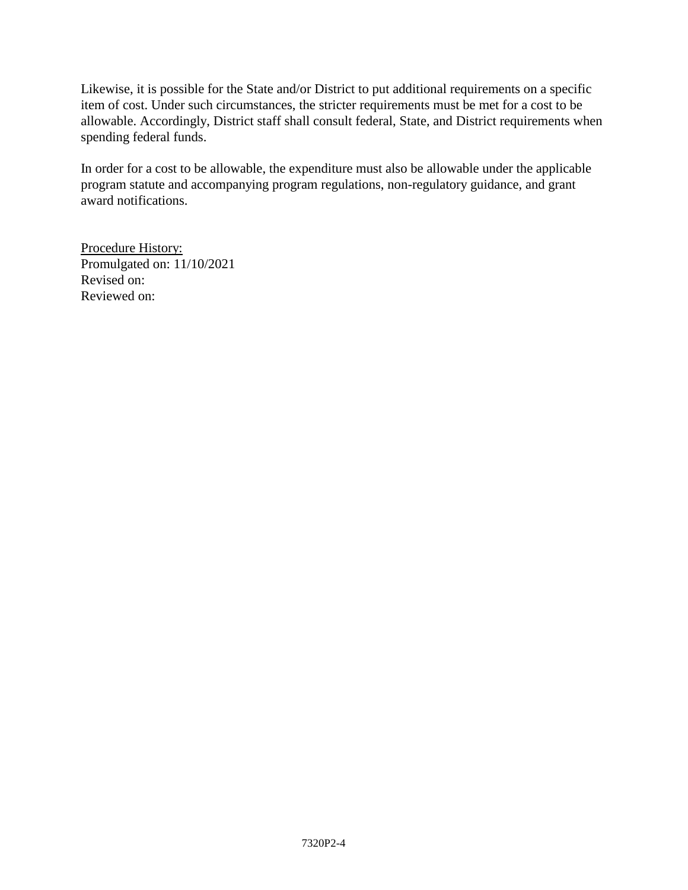Likewise, it is possible for the State and/or District to put additional requirements on a specific item of cost. Under such circumstances, the stricter requirements must be met for a cost to be allowable. Accordingly, District staff shall consult federal, State, and District requirements when spending federal funds.

In order for a cost to be allowable, the expenditure must also be allowable under the applicable program statute and accompanying program regulations, non-regulatory guidance, and grant award notifications.

<u>Procedure History:</u>  
Promulgated on: 11/10/2021  
Revised on:  
Reviewed on: